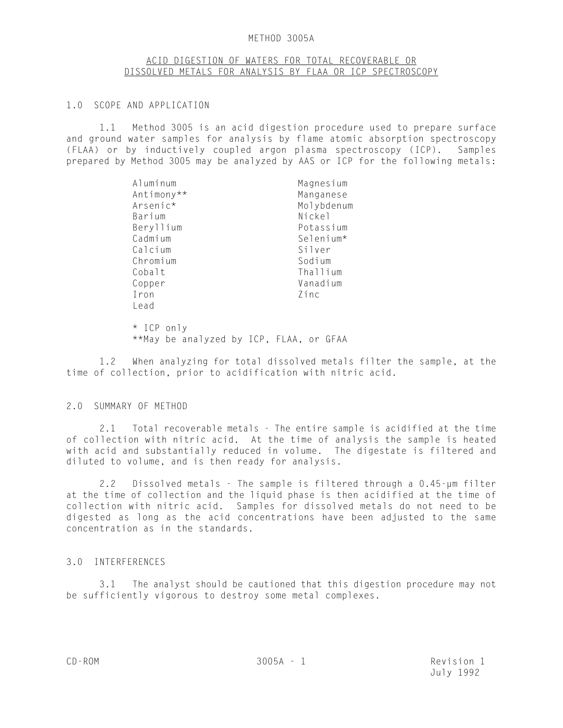# METHOD 3005A

## ACID DIGESTION OF WATERS FOR TOTAL RECOVERABLE OR DISSOLVED METALS FOR ANALYSIS BY FLAA OR ICP SPECTROSCOPY

### 1.0 SCOPE AND APPLICATION

1.1 Method 3005 is an acid digestion procedure used to prepare surface and ground water samples for analysis by flame atomic absorption spectroscopy (FLAA) or by inductively coupled argon plasma spectroscopy (ICP). Samples prepared by Method 3005 may be analyzed by AAS or ICP for the following metals:

| | |
|---|---|
| Aluminum | Magnesium |
| Antimony** | Manganese |
| Arsenic* | Molybdenum |
| Barium | Nickel |
| Beryllium | Potassium |
| Cadmium | Selenium* |
| Calcium | Silver |
| Chromium | Sodium |
| Cobalt | Thallium |
| Copper | Vanadium |
| Iron | Zinc |
| Lead | |

\* ICP only
\*\*May be analyzed by ICP, FLAA, or GFAA

1.2 When analyzing for total dissolved metals filter the sample, at the time of collection, prior to acidification with nitric acid.

### 2.0 SUMMARY OF METHOD

2.1 Total recoverable metals - The entire sample is acidified at the time of collection with nitric acid. At the time of analysis the sample is heated with acid and substantially reduced in volume. The digestate is filtered and diluted to volume, and is then ready for analysis.

2.2 Dissolved metals - The sample is filtered through a 0.45-µm filter at the time of collection and the liquid phase is then acidified at the time of collection with nitric acid. Samples for dissolved metals do not need to be digested as long as the acid concentrations have been adjusted to the same concentration as in the standards.

### 3.0 INTERFERENCES

3.1 The analyst should be cautioned that this digestion procedure may not be sufficiently vigorous to destroy some metal complexes.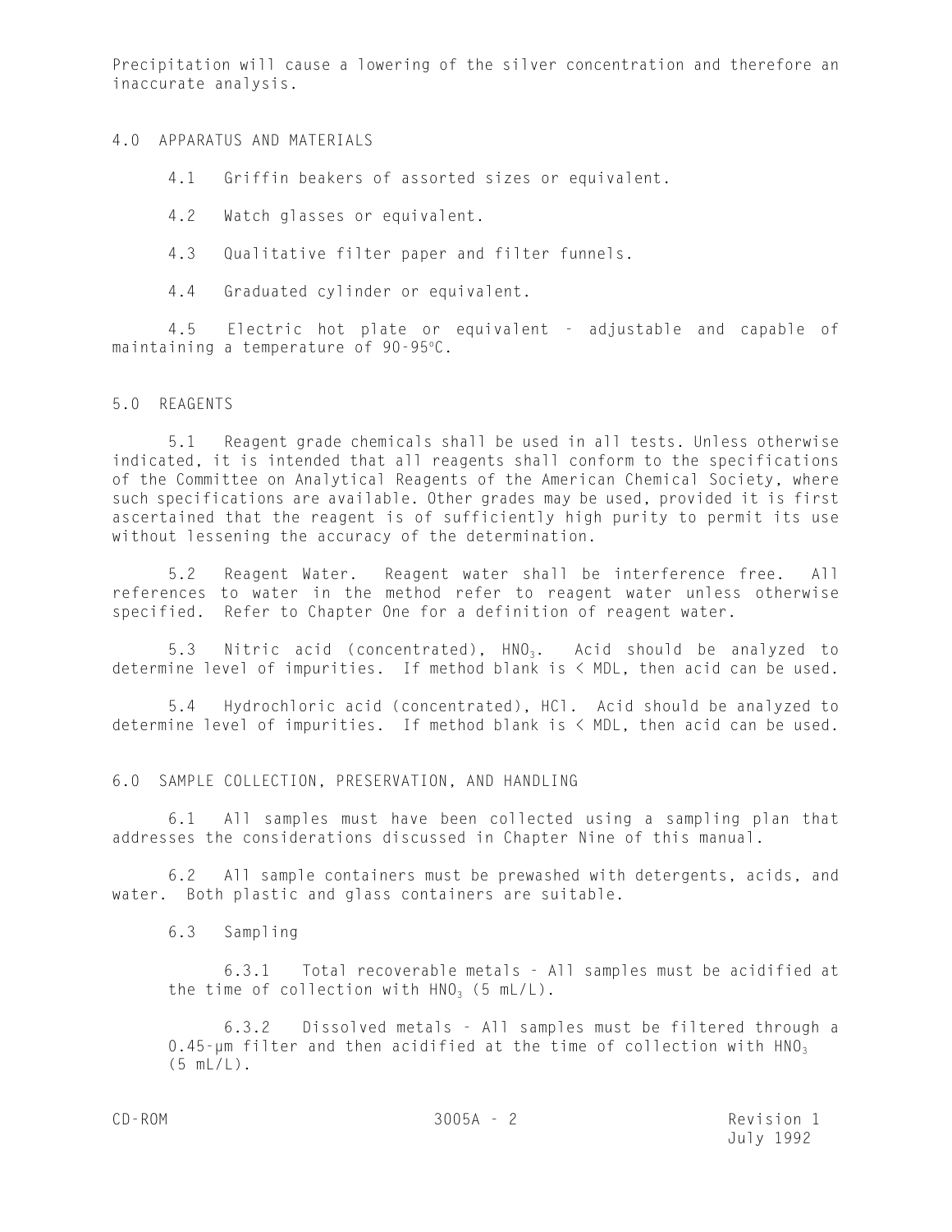Precipitation will cause a lowering of the silver concentration and therefore an inaccurate analysis.

## 4.0 APPARATUS AND MATERIALS

4.1 Griffin beakers of assorted sizes or equivalent.

4.2 Watch glasses or equivalent.

4.3 Qualitative filter paper and filter funnels.

4.4 Graduated cylinder or equivalent.

4.5 Electric hot plate or equivalent - adjustable and capable of maintaining a temperature of 90-95°C.

## 5.0 REAGENTS

5.1 Reagent grade chemicals shall be used in all tests. Unless otherwise indicated, it is intended that all reagents shall conform to the specifications of the Committee on Analytical Reagents of the American Chemical Society, where such specifications are available. Other grades may be used, provided it is first ascertained that the reagent is of sufficiently high purity to permit its use without lessening the accuracy of the determination.

5.2 Reagent Water. Reagent water shall be interference free. All references to water in the method refer to reagent water unless otherwise specified. Refer to Chapter One for a definition of reagent water.

5.3 Nitric acid (concentrated), $HNO_3$. Acid should be analyzed to determine level of impurities. If method blank is < MDL, then acid can be used.

5.4 Hydrochloric acid (concentrated), HCl. Acid should be analyzed to determine level of impurities. If method blank is < MDL, then acid can be used.

## 6.0 SAMPLE COLLECTION, PRESERVATION, AND HANDLING

6.1 All samples must have been collected using a sampling plan that addresses the considerations discussed in Chapter Nine of this manual.

6.2 All sample containers must be prewashed with detergents, acids, and water. Both plastic and glass containers are suitable.

6.3 Sampling

6.3.1 Total recoverable metals - All samples must be acidified at the time of collection with $HNO_3$ (5 mL/L).

6.3.2 Dissolved metals - All samples must be filtered through a 0.45-µm filter and then acidified at the time of collection with $HNO_3$ (5 mL/L).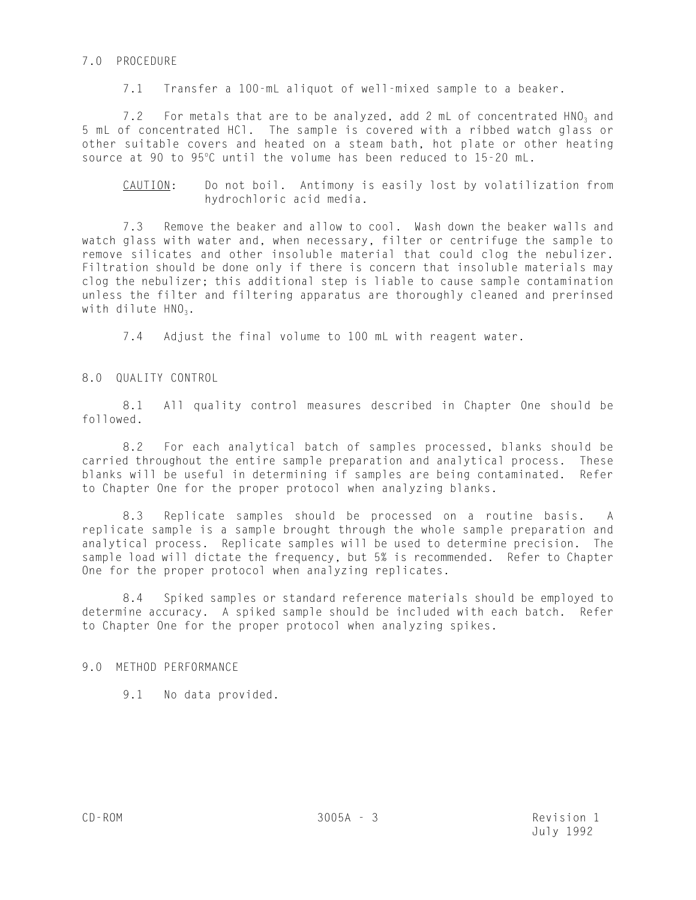## 7.0 PROCEDURE

7.1 Transfer a 100-mL aliquot of well-mixed sample to a beaker.

7.2 For metals that are to be analyzed, add 2 mL of concentrated $HNO_3$ and 5 mL of concentrated HCl. The sample is covered with a ribbed watch glass or other suitable covers and heated on a steam bath, hot plate or other heating source at 90 to 95°C until the volume has been reduced to 15-20 mL.

<u>CAUTION</u>: Do not boil. Antimony is easily lost by volatilization from hydrochloric acid media.

7.3 Remove the beaker and allow to cool. Wash down the beaker walls and watch glass with water and, when necessary, filter or centrifuge the sample to remove silicates and other insoluble material that could clog the nebulizer. Filtration should be done only if there is concern that insoluble materials may clog the nebulizer; this additional step is liable to cause sample contamination unless the filter and filtering apparatus are thoroughly cleaned and prerinsed with dilute $HNO_3$.

7.4 Adjust the final volume to 100 mL with reagent water.

## 8.0 QUALITY CONTROL

8.1 All quality control measures described in Chapter One should be followed.

8.2 For each analytical batch of samples processed, blanks should be carried throughout the entire sample preparation and analytical process. These blanks will be useful in determining if samples are being contaminated. Refer to Chapter One for the proper protocol when analyzing blanks.

8.3 Replicate samples should be processed on a routine basis. A replicate sample is a sample brought through the whole sample preparation and analytical process. Replicate samples will be used to determine precision. The sample load will dictate the frequency, but 5% is recommended. Refer to Chapter One for the proper protocol when analyzing replicates.

8.4 Spiked samples or standard reference materials should be employed to determine accuracy. A spiked sample should be included with each batch. Refer to Chapter One for the proper protocol when analyzing spikes.

## 9.0 METHOD PERFORMANCE

9.1 No data provided.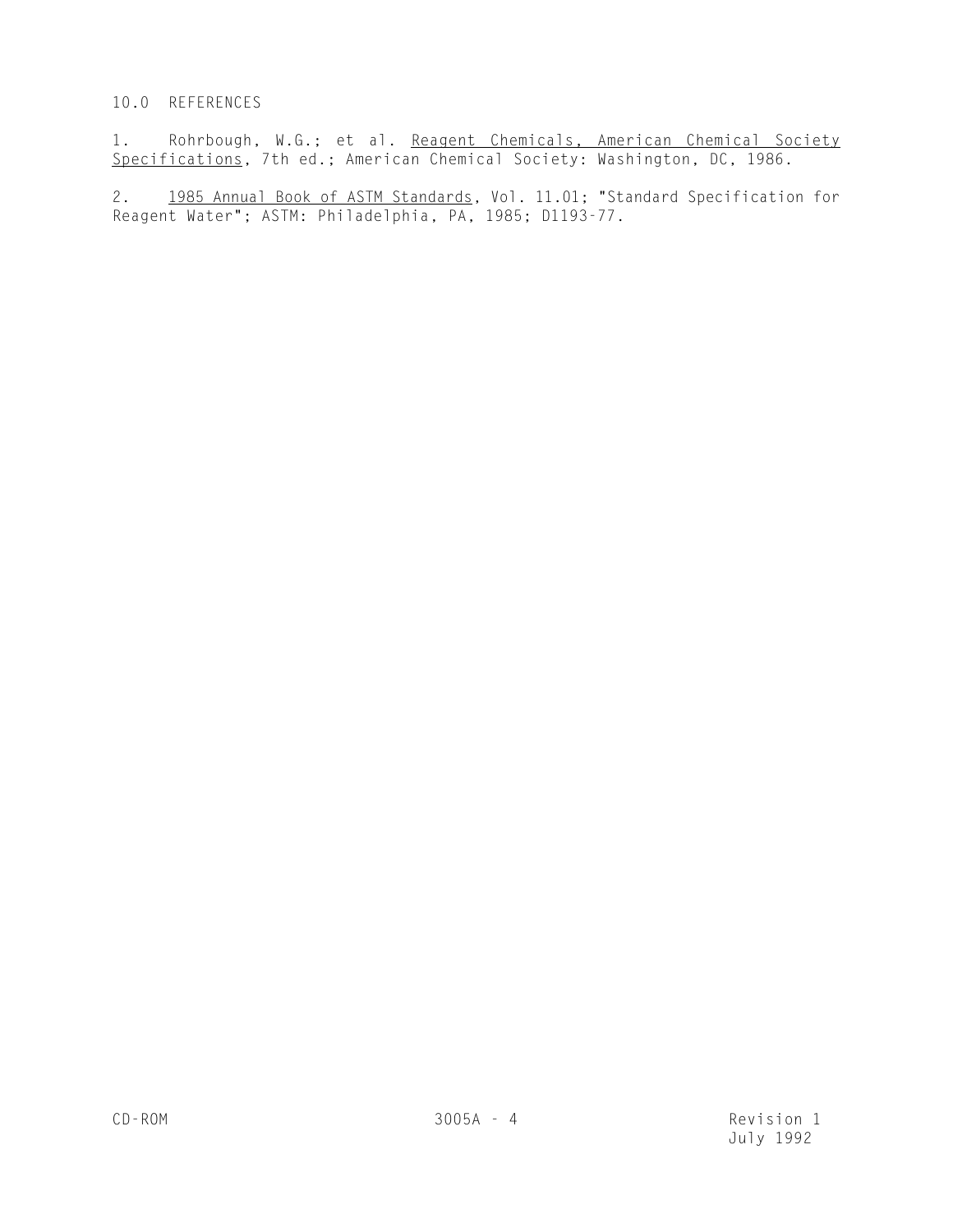## 10.0 REFERENCES

1. Rohrbough, W.G.; et al. Reagent Chemicals, American Chemical Society Specifications, 7th ed.; American Chemical Society: Washington, DC, 1986.

2. 1985 Annual Book of ASTM Standards, Vol. 11.01; "Standard Specification for Reagent Water"; ASTM: Philadelphia, PA, 1985; D1193-77.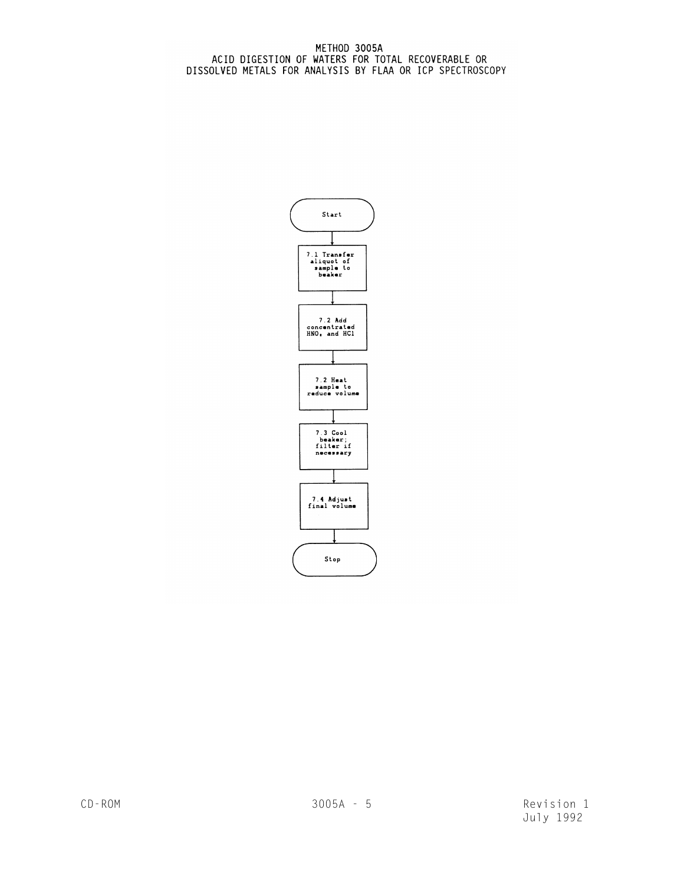# METHOD 3005A
## ACID DIGESTION OF WATERS FOR TOTAL RECOVERABLE OR DISSOLVED METALS FOR ANALYSIS BY FLAA OR ICP SPECTROSCOPY

Start

7.1 Transfer aliquot of sample to beaker

7.2 Add concentrated $HNO_3$ and HCl

7.2 Heat sample to reduce volume

7.3 Cool beaker; filter if necessary

7.4 Adjust final volume

Stop